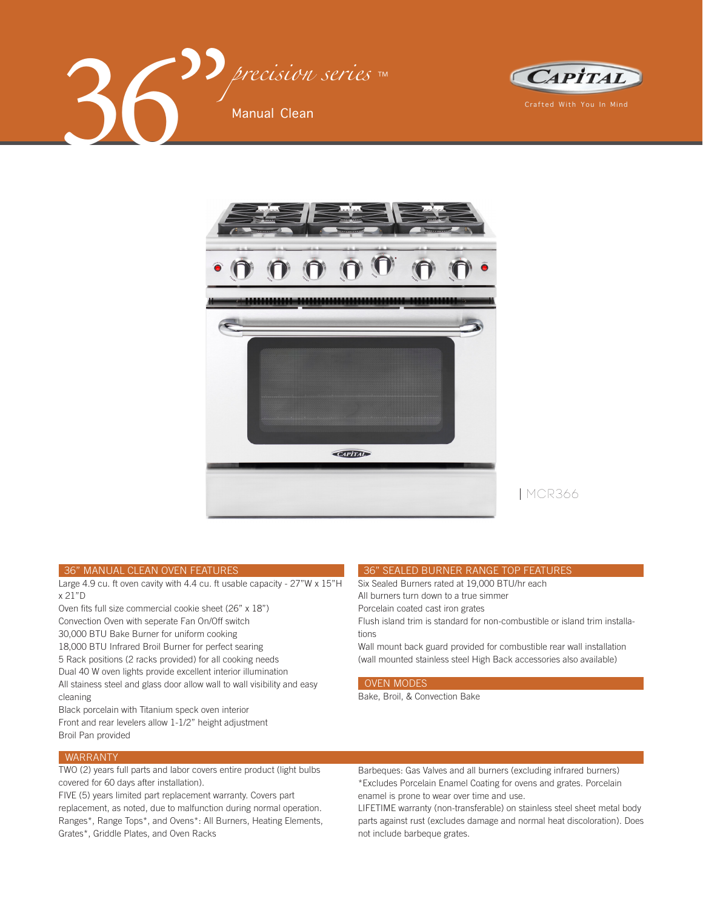# 36" precision series™

Manual Clean

CAPITAL

Crafted With You In Mind

| MCR366

## 36" MANUAL CLEAN OVEN FEATURES

Large 4.9 cu. ft oven cavity with 4.4 cu. ft usable capacity - 27"W x 15"H x 21"D
Oven fits full size commercial cookie sheet (26" x 18")
Convection Oven with seperate Fan On/Off switch
30,000 BTU Bake Burner for uniform cooking
18,000 BTU Infrared Broil Burner for perfect searing
5 Rack positions (2 racks provided) for all cooking needs
Dual 40 W oven lights provide excellent interior illumination
All stainess steel and glass door allow wall to wall visibility and easy cleaning
Black porcelain with Titanium speck oven interior
Front and rear levelers allow 1-1/2" height adjustment
Broil Pan provided

## 36" SEALED BURNER RANGE TOP FEATURES

Six Sealed Burners rated at 19,000 BTU/hr each
All burners turn down to a true simmer
Porcelain coated cast iron grates
Flush island trim is standard for non-combustible or island trim installations
Wall mount back guard provided for combustible rear wall installation (wall mounted stainless steel High Back accessories also available)

## OVEN MODES

Bake, Broil, & Convection Bake

## WARRANTY

TWO (2) years full parts and labor covers entire product (light bulbs covered for 60 days after installation).
FIVE (5) years limited part replacement warranty. Covers part replacement, as noted, due to malfunction during normal operation.
Ranges*, Range Tops*, and Ovens*: All Burners, Heating Elements, Grates*, Griddle Plates, and Oven Racks

Barbeques: Gas Valves and all burners (excluding infrared burners)
*Excludes Porcelain Enamel Coating for ovens and grates. Porcelain enamel is prone to wear over time and use.
LIFETIME warranty (non-transferable) on stainless steel sheet metal body parts against rust (excludes damage and normal heat discoloration). Does not include barbeque grates.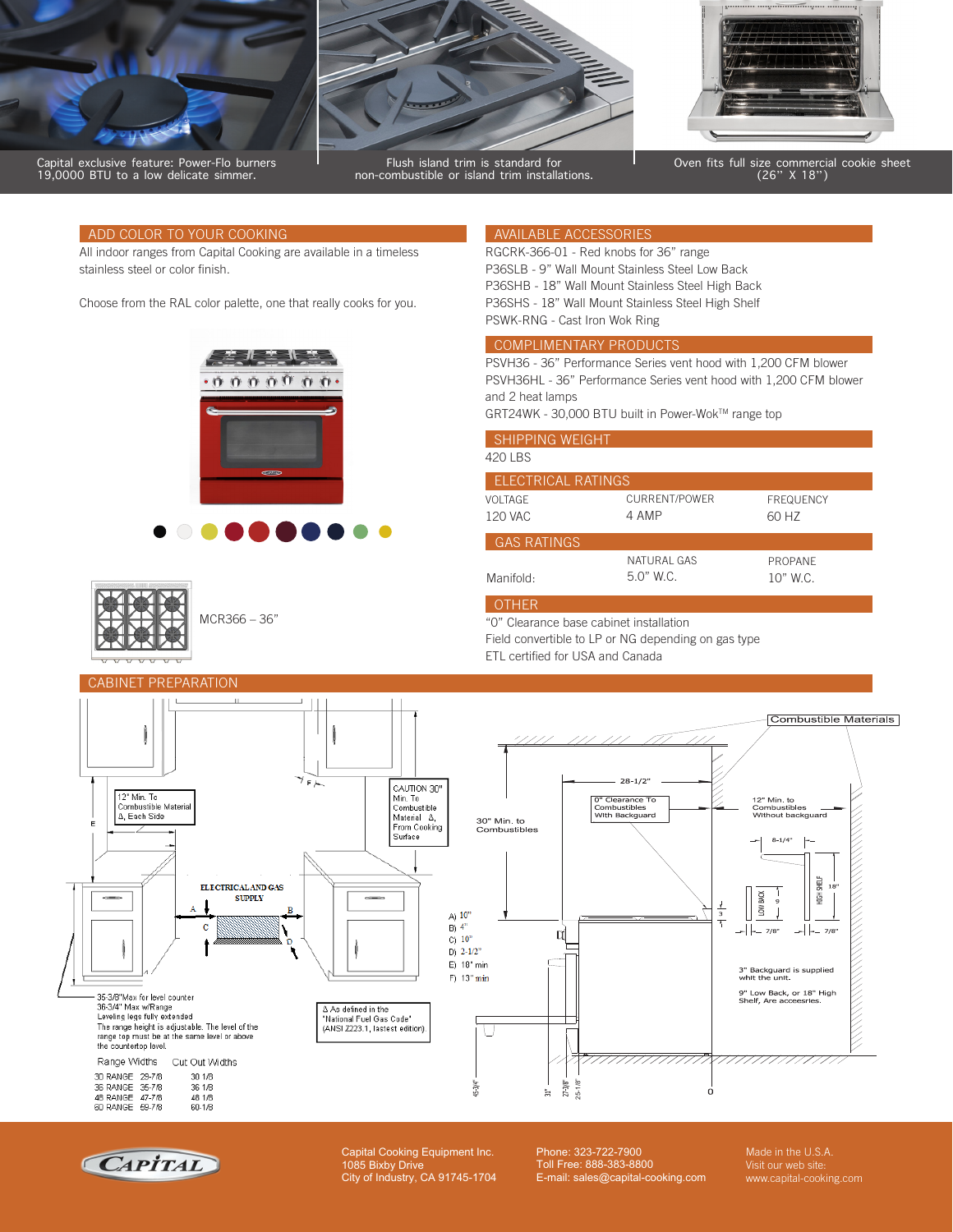Capital exclusive feature: Power-Flo burners 19,0000 BTU to a low delicate simmer.

Flush island trim is standard for non-combustible or island trim installations.

Oven fits full size commercial cookie sheet (26" X 18")

## ADD COLOR TO YOUR COOKING

All indoor ranges from Capital Cooking are available in a timeless stainless steel or color finish.

Choose from the RAL color palette, one that really cooks for you.

MCR366 – 36"

## AVAILABLE ACCESSORIES

RGCRK-366-01 - Red knobs for 36" range
P36SLB - 9" Wall Mount Stainless Steel Low Back
P36SHB - 18" Wall Mount Stainless Steel High Back
P36SHS - 18" Wall Mount Stainless Steel High Shelf
PSWK-RNG - Cast Iron Wok Ring

## COMPLIMENTARY PRODUCTS

PSVH36 - 36" Performance Series vent hood with 1,200 CFM blower
PSVH36HL - 36" Performance Series vent hood with 1,200 CFM blower and 2 heat lamps
GRT24WK - 30,000 BTU built in Power-Wok™ range top

## SHIPPING WEIGHT

420 LBS

## ELECTRICAL RATINGS

| VOLTAGE | CURRENT/POWER | FREQUENCY |
|---|---|---|
| 120 VAC | 4 AMP | 60 HZ |

## GAS RATINGS

| | NATURAL GAS | PROPANE |
|---|---|---|
| Manifold: | 5.0" W.C. | 10" W.C. |

## OTHER

"0" Clearance base cabinet installation
Field convertible to LP or NG depending on gas type
ETL certified for USA and Canada

## CABINET PREPARATION

12" Min. To Combustible Material Δ, Each Side

CAUTION 30" Min. To Combustible Material Δ, From Cooking Surface

ELECTRICAL AND GAS SUPPLY

A) 10"
B) 4"
C) 10"
D) 2-1/2"
E) 18" min
F) 13" min

35-3/8"Max for level counter
36-3/4" Max w/Range
Leveling legs fully extended
The range height is adjustable. The level of the range top must be at the same level or above the countertop level.

Δ As defined in the "National Fuel Gas Code" (ANSI Z223.1, lastest edition)

| Range Widths | | Cut Out Widths |
|---|---|---|
| 30 RANGE | 29-7/8 | 30 1/8 |
| 36 RANGE | 35-7/8 | 36 1/8 |
| 48 RANGE | 47-7/8 | 48 1/8 |
| 60 RANGE | 59-7/8 | 60-1/8 |

Combustible Materials

28-1/2"

0" Clearance To Combustibles With Backguard

30" Min. to Combustibles

12" Min. to Combustibles Without backguard

8-1/4"

LOW BACK 9

HIGH SHELF 18"

3

7/8"

7/8"

3" Backguard is supplied whit the unit.

9" Low Back, or 18" High Shelf, Are acceesries.

45-3/4"

31"

27-3/8"

25-1/8"

0

Capital Cooking Equipment Inc.
1085 Bixby Drive
City of Industry, CA 91745-1704

Phone: 323-722-7900
Toll Free: 888-383-8800
E-mail: sales@capital-cooking.com

Made in the U.S.A.
Visit our web site:
www.capital-cooking.com